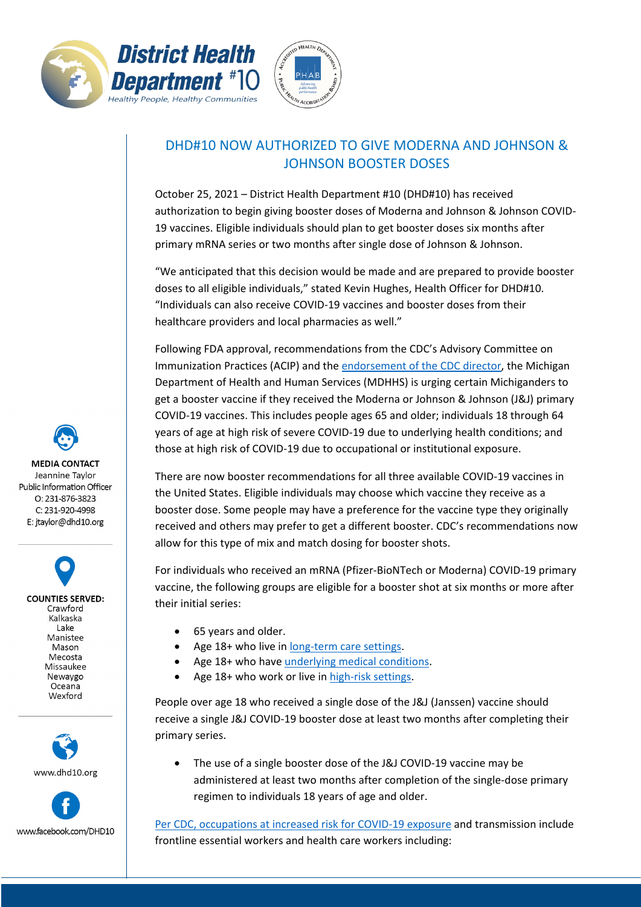# DHD#10 NOW AUTHORIZED TO GIVE MODERNA AND JOHNSON & JOHNSON BOOSTER DOSES

October 25, 2021 – District Health Department #10 (DHD#10) has received authorization to begin giving booster doses of Moderna and Johnson & Johnson COVID-19 vaccines. Eligible individuals should plan to get booster doses six months after primary mRNA series or two months after single dose of Johnson & Johnson.

"We anticipated that this decision would be made and are prepared to provide booster doses to all eligible individuals," stated Kevin Hughes, Health Officer for DHD#10. "Individuals can also receive COVID-19 vaccines and booster doses from their healthcare providers and local pharmacies as well."

Following FDA approval, recommendations from the CDC's Advisory Committee on Immunization Practices (ACIP) and the endorsement of the CDC director, the Michigan Department of Health and Human Services (MDHHS) is urging certain Michiganders to get a booster vaccine if they received the Moderna or Johnson & Johnson (J&J) primary COVID-19 vaccines. This includes people ages 65 and older; individuals 18 through 64 years of age at high risk of severe COVID-19 due to underlying health conditions; and those at high risk of COVID-19 due to occupational or institutional exposure.

There are now booster recommendations for all three available COVID-19 vaccines in the United States. Eligible individuals may choose which vaccine they receive as a booster dose. Some people may have a preference for the vaccine type they originally received and others may prefer to get a different booster. CDC's recommendations now allow for this type of mix and match dosing for booster shots.

For individuals who received an mRNA (Pfizer-BioNTech or Moderna) COVID-19 primary vaccine, the following groups are eligible for a booster shot at six months or more after their initial series:

- 65 years and older.
- Age 18+ who live in long-term care settings.
- Age 18+ who have underlying medical conditions.
- Age 18+ who work or live in high-risk settings.

People over age 18 who received a single dose of the J&J (Janssen) vaccine should receive a single J&J COVID-19 booster dose at least two months after completing their primary series.

- The use of a single booster dose of the J&J COVID-19 vaccine may be administered at least two months after completion of the single-dose primary regimen to individuals 18 years of age and older.

Per CDC, occupations at increased risk for COVID-19 exposure and transmission include frontline essential workers and health care workers including:

**MEDIA CONTACT**
Jeannine Taylor
Public Information Officer
O: 231-876-3823
C: 231-920-4998
E: jtaylor@dhd10.org

**COUNTIES SERVED:**
Crawford
Kalkaska
Lake
Manistee
Mason
Mecosta
Missaukee
Newaygo
Oceana
Wexford

www.dhd10.org

www.facebook.com/DHD10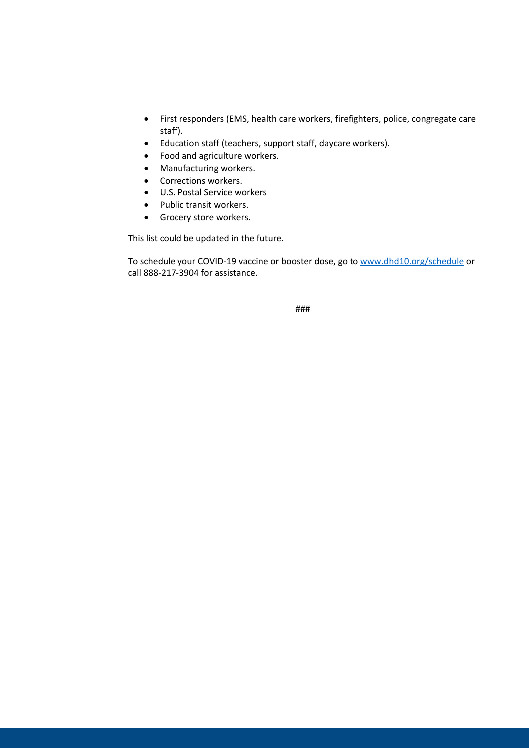- First responders (EMS, health care workers, firefighters, police, congregate care staff).
- Education staff (teachers, support staff, daycare workers).
- Food and agriculture workers.
- Manufacturing workers.
- Corrections workers.
- U.S. Postal Service workers
- Public transit workers.
- Grocery store workers.

This list could be updated in the future.

To schedule your COVID-19 vaccine or booster dose, go to [www.dhd10.org/schedule](www.dhd10.org/schedule) or call 888-217-3904 for assistance.

###